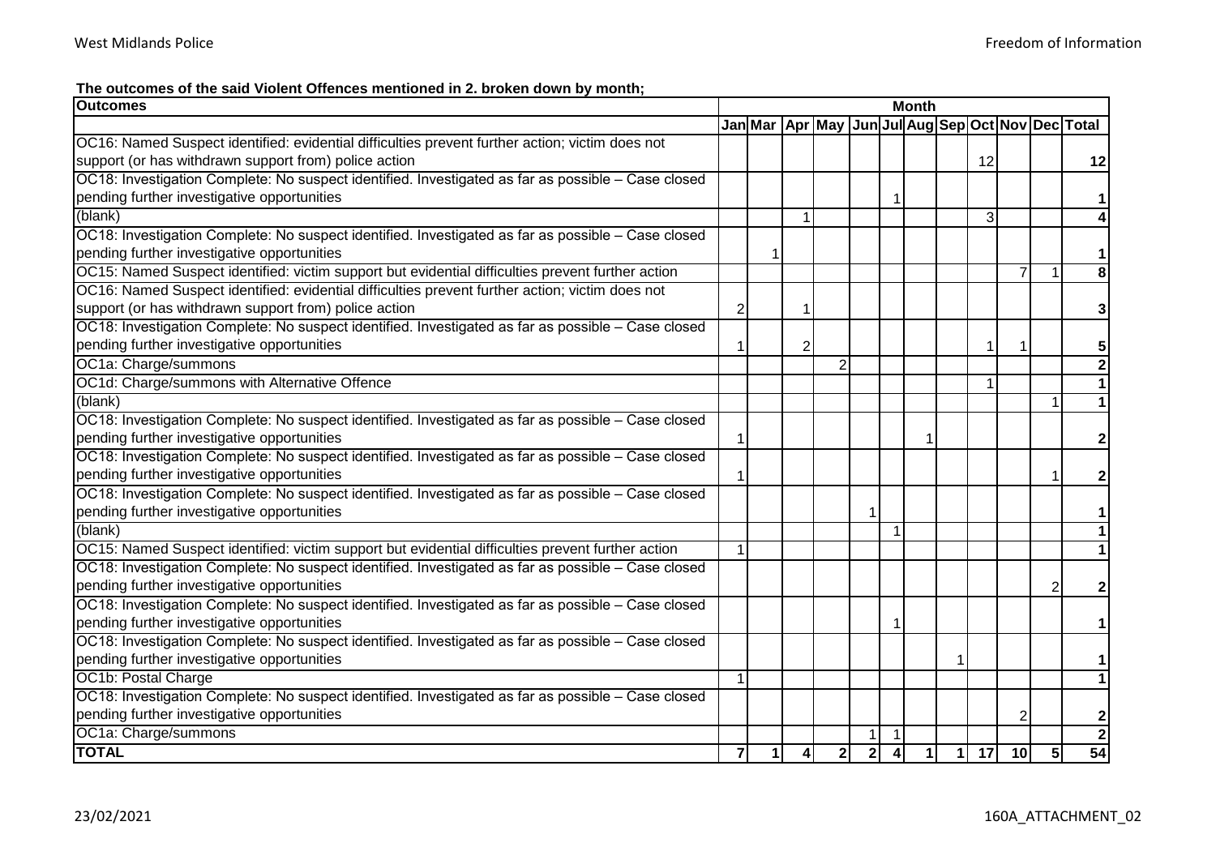**The outcomes of the said Violent Offences mentioned in 2. broken down by month;**

| Outcomes | Month | | | | | | | | | | | |
|---|---|---|---|---|---|---|---|---|---|---|---|---|
| | Jan | Mar | Apr | May | Jun | Jul | Aug | Sep | Oct | Nov | Dec | Total |
| OC16: Named Suspect identified: evidential difficulties prevent further action; victim does not support (or has withdrawn support from) police action | | | | | | | | | 12 | | | **12** |
| OC18: Investigation Complete: No suspect identified. Investigated as far as possible – Case closed pending further investigative opportunities | | | | | | 1 | | | | | | **1** |
| (blank) | | | 1 | | | | | | 3 | | | **4** |
| OC18: Investigation Complete: No suspect identified. Investigated as far as possible – Case closed pending further investigative opportunities | | 1 | | | | | | | | | | **1** |
| OC15: Named Suspect identified: victim support but evidential difficulties prevent further action | | | | | | | | | | 7 | 1 | **8** |
| OC16: Named Suspect identified: evidential difficulties prevent further action; victim does not support (or has withdrawn support from) police action | 2 | | 1 | | | | | | | | | **3** |
| OC18: Investigation Complete: No suspect identified. Investigated as far as possible – Case closed pending further investigative opportunities | 1 | | 2 | | | | | | 1 | 1 | | **5** |
| OC1a: Charge/summons | | | | 2 | | | | | | | | **2** |
| OC1d: Charge/summons with Alternative Offence | | | | | | | | | 1 | | | **1** |
| (blank) | | | | | | | | | | | 1 | **1** |
| OC18: Investigation Complete: No suspect identified. Investigated as far as possible – Case closed pending further investigative opportunities | 1 | | | | | | 1 | | | | | **2** |
| OC18: Investigation Complete: No suspect identified. Investigated as far as possible – Case closed pending further investigative opportunities | 1 | | | | | | | | | | 1 | **2** |
| OC18: Investigation Complete: No suspect identified. Investigated as far as possible – Case closed pending further investigative opportunities | | | | | 1 | | | | | | | **1** |
| (blank) | | | | | | 1 | | | | | | **1** |
| OC15: Named Suspect identified: victim support but evidential difficulties prevent further action | 1 | | | | | | | | | | | **1** |
| OC18: Investigation Complete: No suspect identified. Investigated as far as possible – Case closed pending further investigative opportunities | | | | | | | | | | | 2 | **2** |
| OC18: Investigation Complete: No suspect identified. Investigated as far as possible – Case closed pending further investigative opportunities | | | | | | 1 | | | | | | **1** |
| OC18: Investigation Complete: No suspect identified. Investigated as far as possible – Case closed pending further investigative opportunities | | | | | | | | 1 | | | | **1** |
| OC1b: Postal Charge | 1 | | | | | | | | | | | **1** |
| OC18: Investigation Complete: No suspect identified. Investigated as far as possible – Case closed pending further investigative opportunities | | | | | | | | | | 2 | | **2** |
| OC1a: Charge/summons | | | | | 1 | 1 | | | | | | **2** |
| **TOTAL** | **7** | **1** | **4** | **2** | **2** | **4** | **1** | **1** | **17** | **10** | **5** | **54** |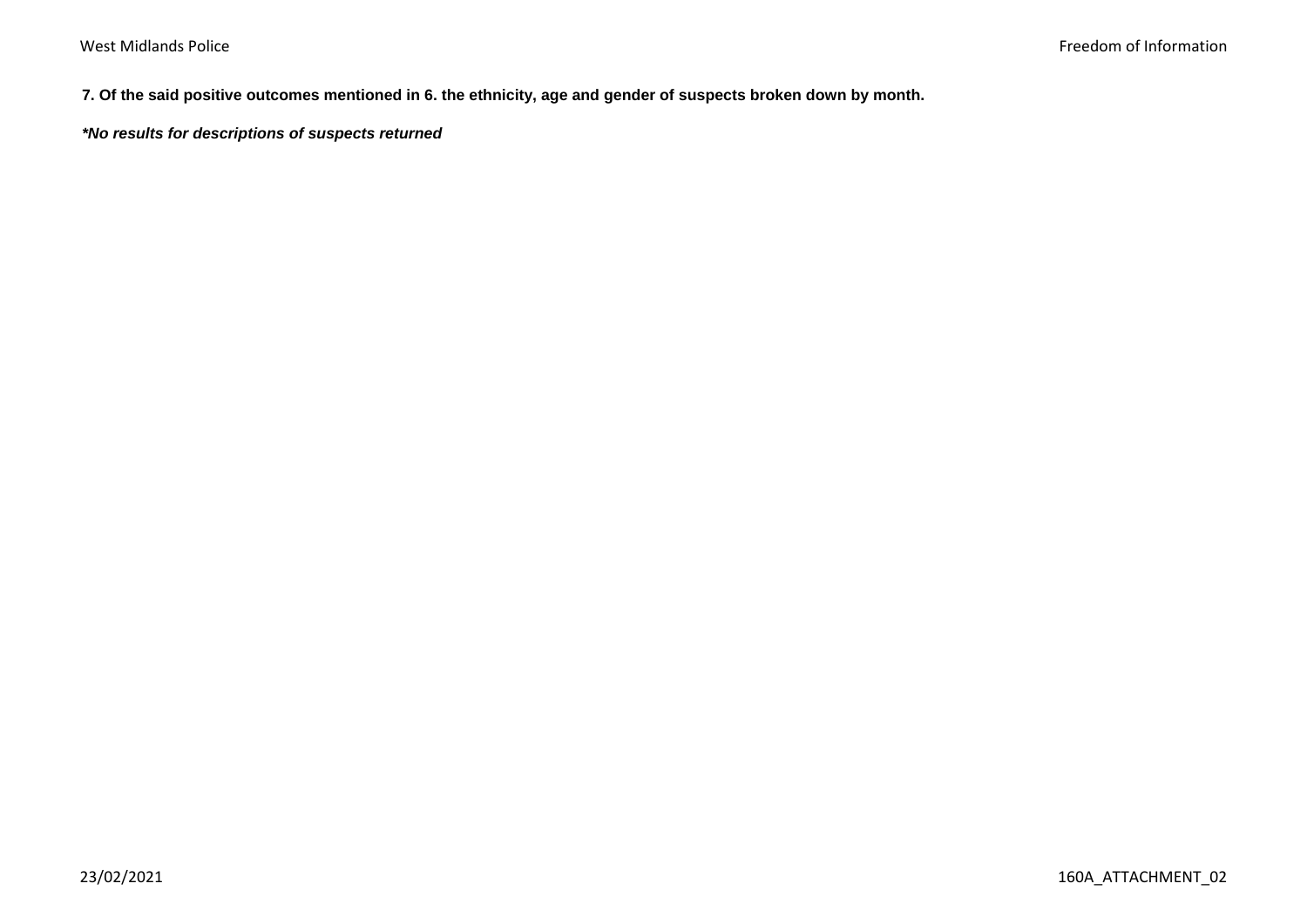**7. Of the said positive outcomes mentioned in 6. the ethnicity, age and gender of suspects broken down by month.**

***No results for descriptions of suspects returned***